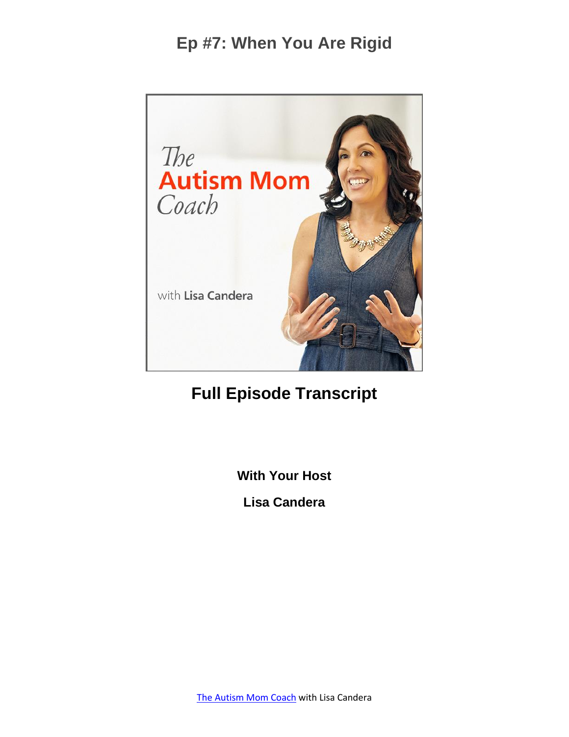# Ep #7: When You Are Rigid

## Full Episode Transcript

**With Your Host**

**Lisa Candera**

[The Autism Mom Coach](#) with Lisa Candera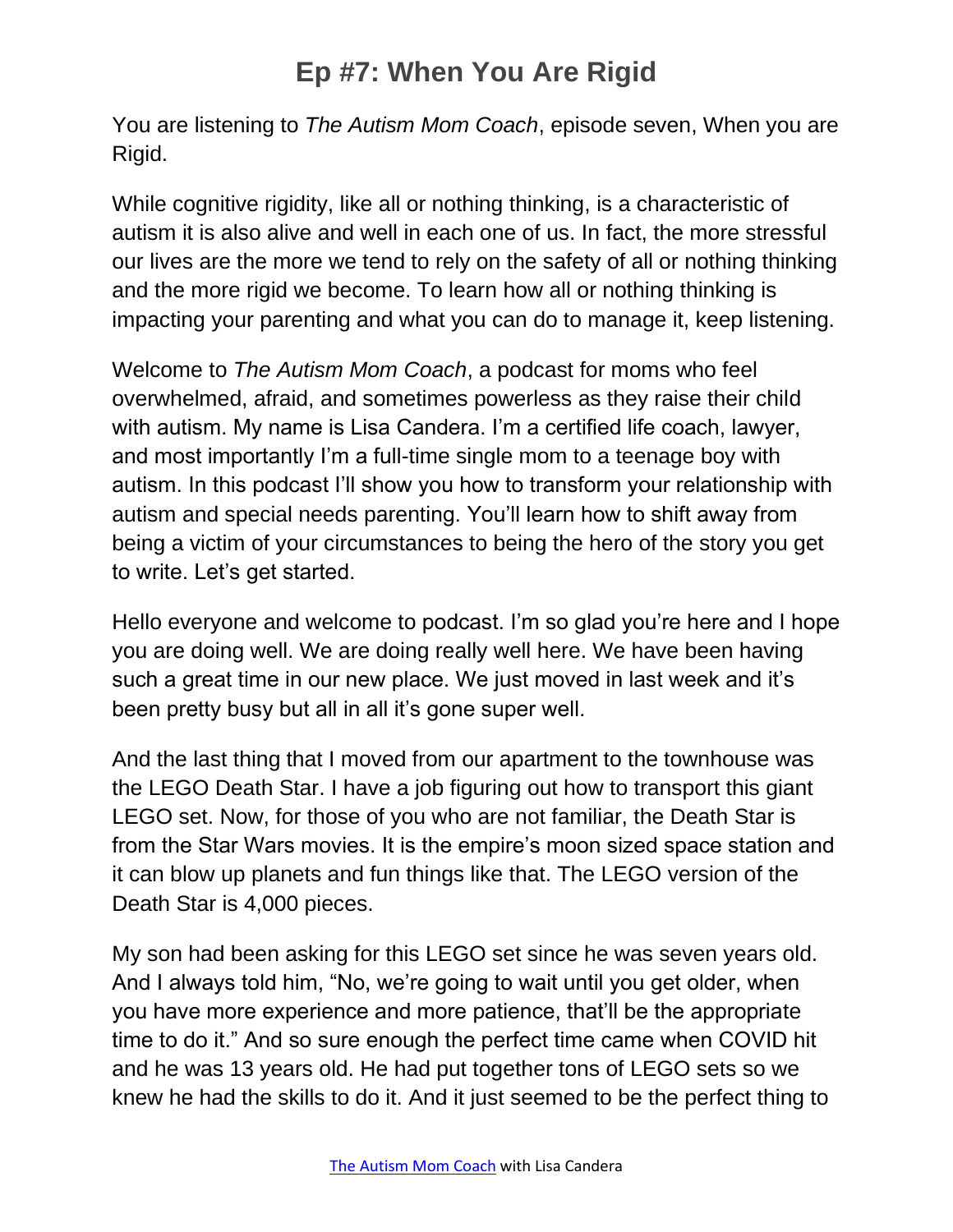# Ep #7: When You Are Rigid

You are listening to *The Autism Mom Coach*, episode seven, When you are Rigid.

While cognitive rigidity, like all or nothing thinking, is a characteristic of autism it is also alive and well in each one of us. In fact, the more stressful our lives are the more we tend to rely on the safety of all or nothing thinking and the more rigid we become. To learn how all or nothing thinking is impacting your parenting and what you can do to manage it, keep listening.

Welcome to *The Autism Mom Coach*, a podcast for moms who feel overwhelmed, afraid, and sometimes powerless as they raise their child with autism. My name is Lisa Candera. I'm a certified life coach, lawyer, and most importantly I'm a full-time single mom to a teenage boy with autism. In this podcast I'll show you how to transform your relationship with autism and special needs parenting. You'll learn how to shift away from being a victim of your circumstances to being the hero of the story you get to write. Let's get started.

Hello everyone and welcome to podcast. I'm so glad you're here and I hope you are doing well. We are doing really well here. We have been having such a great time in our new place. We just moved in last week and it's been pretty busy but all in all it's gone super well.

And the last thing that I moved from our apartment to the townhouse was the LEGO Death Star. I have a job figuring out how to transport this giant LEGO set. Now, for those of you who are not familiar, the Death Star is from the Star Wars movies. It is the empire's moon sized space station and it can blow up planets and fun things like that. The LEGO version of the Death Star is 4,000 pieces.

My son had been asking for this LEGO set since he was seven years old. And I always told him, "No, we're going to wait until you get older, when you have more experience and more patience, that'll be the appropriate time to do it." And so sure enough the perfect time came when COVID hit and he was 13 years old. He had put together tons of LEGO sets so we knew he had the skills to do it. And it just seemed to be the perfect thing to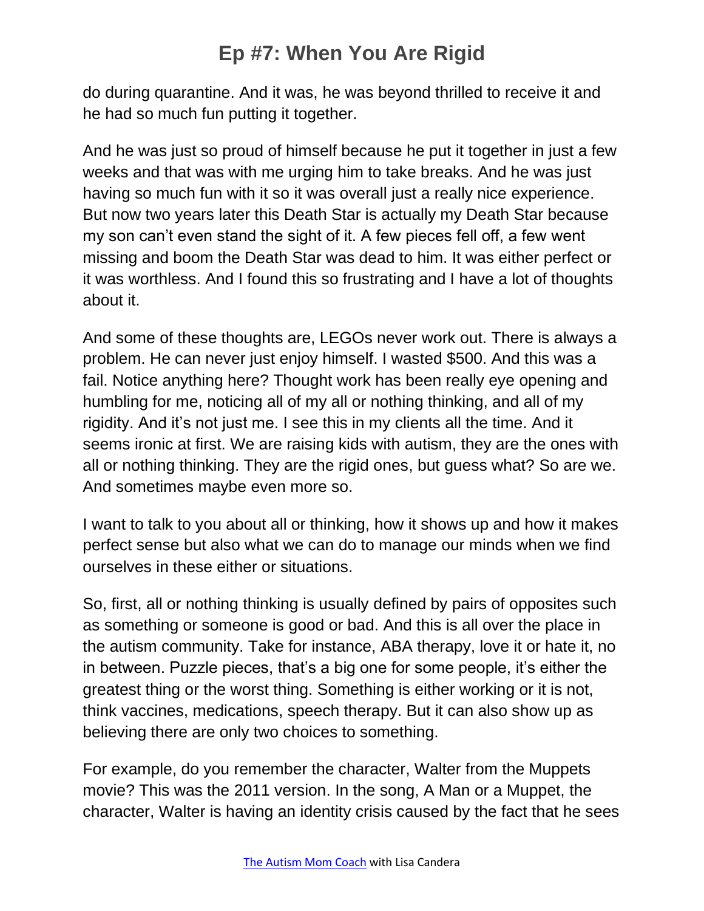do during quarantine. And it was, he was beyond thrilled to receive it and he had so much fun putting it together.

And he was just so proud of himself because he put it together in just a few weeks and that was with me urging him to take breaks. And he was just having so much fun with it so it was overall just a really nice experience. But now two years later this Death Star is actually my Death Star because my son can't even stand the sight of it. A few pieces fell off, a few went missing and boom the Death Star was dead to him. It was either perfect or it was worthless. And I found this so frustrating and I have a lot of thoughts about it.

And some of these thoughts are, LEGOs never work out. There is always a problem. He can never just enjoy himself. I wasted $500. And this was a fail. Notice anything here? Thought work has been really eye opening and humbling for me, noticing all of my all or nothing thinking, and all of my rigidity. And it's not just me. I see this in my clients all the time. And it seems ironic at first. We are raising kids with autism, they are the ones with all or nothing thinking. They are the rigid ones, but guess what? So are we. And sometimes maybe even more so.

I want to talk to you about all or thinking, how it shows up and how it makes perfect sense but also what we can do to manage our minds when we find ourselves in these either or situations.

So, first, all or nothing thinking is usually defined by pairs of opposites such as something or someone is good or bad. And this is all over the place in the autism community. Take for instance, ABA therapy, love it or hate it, no in between. Puzzle pieces, that's a big one for some people, it's either the greatest thing or the worst thing. Something is either working or it is not, think vaccines, medications, speech therapy. But it can also show up as believing there are only two choices to something.

For example, do you remember the character, Walter from the Muppets movie? This was the 2011 version. In the song, A Man or a Muppet, the character, Walter is having an identity crisis caused by the fact that he sees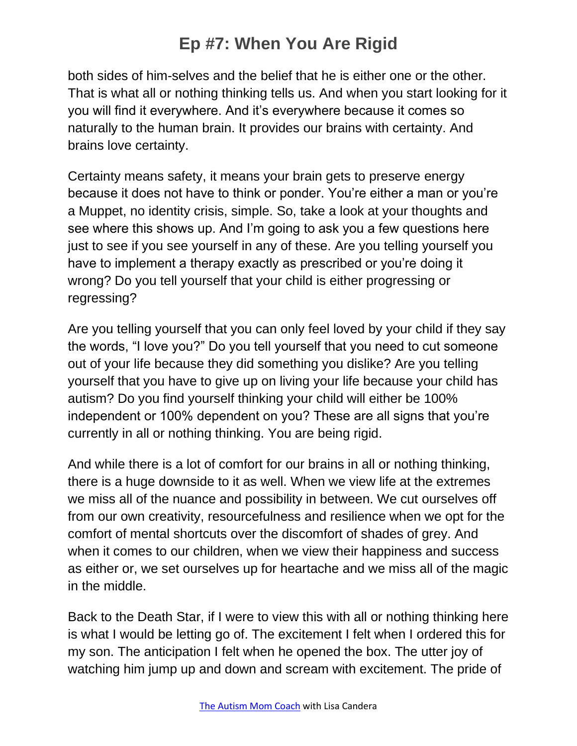both sides of him-selves and the belief that he is either one or the other. That is what all or nothing thinking tells us. And when you start looking for it you will find it everywhere. And it's everywhere because it comes so naturally to the human brain. It provides our brains with certainty. And brains love certainty.

Certainty means safety, it means your brain gets to preserve energy because it does not have to think or ponder. You're either a man or you're a Muppet, no identity crisis, simple. So, take a look at your thoughts and see where this shows up. And I'm going to ask you a few questions here just to see if you see yourself in any of these. Are you telling yourself you have to implement a therapy exactly as prescribed or you're doing it wrong? Do you tell yourself that your child is either progressing or regressing?

Are you telling yourself that you can only feel loved by your child if they say the words, "I love you?" Do you tell yourself that you need to cut someone out of your life because they did something you dislike? Are you telling yourself that you have to give up on living your life because your child has autism? Do you find yourself thinking your child will either be 100% independent or 100% dependent on you? These are all signs that you're currently in all or nothing thinking. You are being rigid.

And while there is a lot of comfort for our brains in all or nothing thinking, there is a huge downside to it as well. When we view life at the extremes we miss all of the nuance and possibility in between. We cut ourselves off from our own creativity, resourcefulness and resilience when we opt for the comfort of mental shortcuts over the discomfort of shades of grey. And when it comes to our children, when we view their happiness and success as either or, we set ourselves up for heartache and we miss all of the magic in the middle.

Back to the Death Star, if I were to view this with all or nothing thinking here is what I would be letting go of. The excitement I felt when I ordered this for my son. The anticipation I felt when he opened the box. The utter joy of watching him jump up and down and scream with excitement. The pride of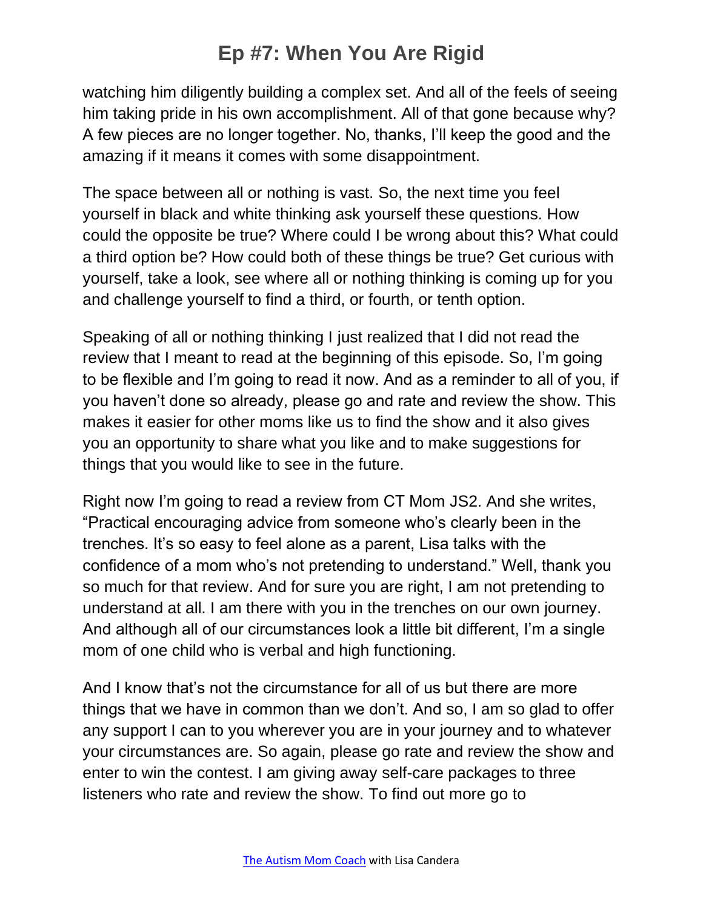watching him diligently building a complex set. And all of the feels of seeing him taking pride in his own accomplishment. All of that gone because why? A few pieces are no longer together. No, thanks, I'll keep the good and the amazing if it means it comes with some disappointment.

The space between all or nothing is vast. So, the next time you feel yourself in black and white thinking ask yourself these questions. How could the opposite be true? Where could I be wrong about this? What could a third option be? How could both of these things be true? Get curious with yourself, take a look, see where all or nothing thinking is coming up for you and challenge yourself to find a third, or fourth, or tenth option.

Speaking of all or nothing thinking I just realized that I did not read the review that I meant to read at the beginning of this episode. So, I'm going to be flexible and I'm going to read it now. And as a reminder to all of you, if you haven't done so already, please go and rate and review the show. This makes it easier for other moms like us to find the show and it also gives you an opportunity to share what you like and to make suggestions for things that you would like to see in the future.

Right now I'm going to read a review from CT Mom JS2. And she writes, "Practical encouraging advice from someone who's clearly been in the trenches. It's so easy to feel alone as a parent, Lisa talks with the confidence of a mom who's not pretending to understand." Well, thank you so much for that review. And for sure you are right, I am not pretending to understand at all. I am there with you in the trenches on our own journey. And although all of our circumstances look a little bit different, I'm a single mom of one child who is verbal and high functioning.

And I know that's not the circumstance for all of us but there are more things that we have in common than we don't. And so, I am so glad to offer any support I can to you wherever you are in your journey and to whatever your circumstances are. So again, please go rate and review the show and enter to win the contest. I am giving away self-care packages to three listeners who rate and review the show. To find out more go to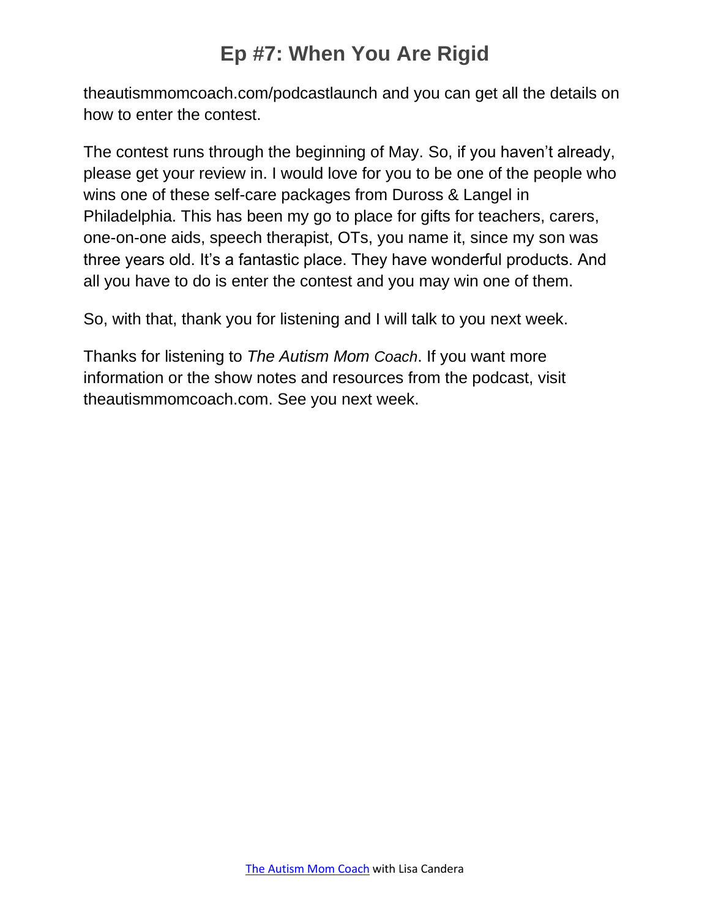theautismmomcoach.com/podcastlaunch and you can get all the details on how to enter the contest.

The contest runs through the beginning of May. So, if you haven't already, please get your review in. I would love for you to be one of the people who wins one of these self-care packages from Duross & Langel in Philadelphia. This has been my go to place for gifts for teachers, carers, one-on-one aids, speech therapist, OTs, you name it, since my son was three years old. It's a fantastic place. They have wonderful products. And all you have to do is enter the contest and you may win one of them.

So, with that, thank you for listening and I will talk to you next week.

Thanks for listening to *The Autism Mom Coach*. If you want more information or the show notes and resources from the podcast, visit theautismmomcoach.com. See you next week.